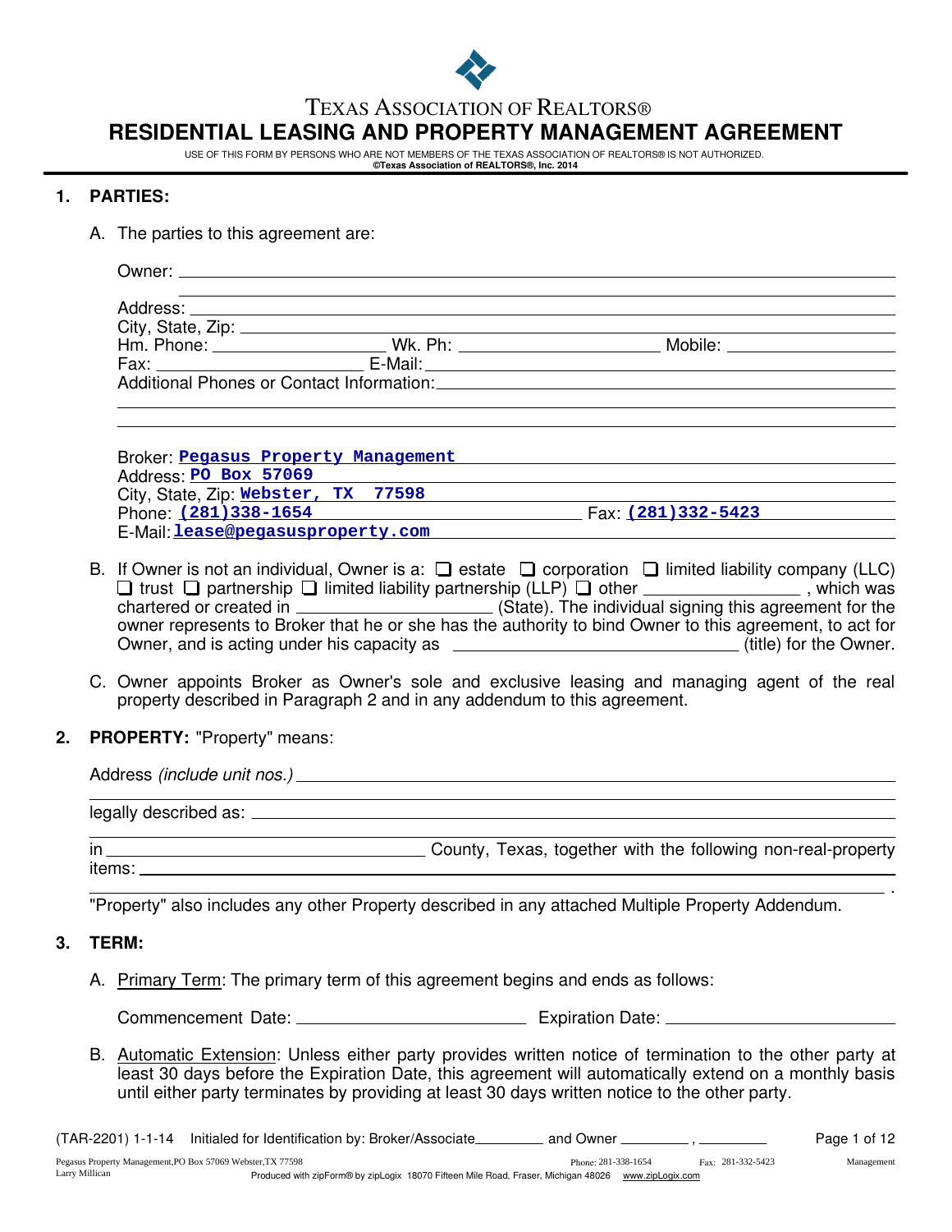TEXAS ASSOCIATION OF REALTORS®

# RESIDENTIAL LEASING AND PROPERTY MANAGEMENT AGREEMENT

USE OF THIS FORM BY PERSONS WHO ARE NOT MEMBERS OF THE TEXAS ASSOCIATION OF REALTORS® IS NOT AUTHORIZED.
**©Texas Association of REALTORS®, Inc. 2014**

## 1. PARTIES:

A. The parties to this agreement are:

Owner: ______________________________________________

______________________________________________

Address: ______________________________________________

City, State, Zip: ______________________________________________

Hm. Phone: ______________ Wk. Ph: ______________ Mobile: ______________

Fax: ______________ E-Mail: ______________________________

Additional Phones or Contact Information: ______________________________

______________________________________________

______________________________________________

Broker: **Pegasus Property Management**

Address: **PO Box 57069**

City, State, Zip: **Webster, TX 77598**

Phone: **(281)338-1654** Fax: **(281)332-5423**

E-Mail: **lease@pegasusproperty.com**

B. If Owner is not an individual, Owner is a: ❑ estate ❑ corporation ❑ limited liability company (LLC) ❑ trust ❑ partnership ❑ limited liability partnership (LLP) ❑ other ______________, which was chartered or created in ______________ (State). The individual signing this agreement for the owner represents to Broker that he or she has the authority to bind Owner to this agreement, to act for Owner, and is acting under his capacity as ______________________ (title) for the Owner.

C. Owner appoints Broker as Owner's sole and exclusive leasing and managing agent of the real property described in Paragraph 2 and in any addendum to this agreement.

## 2. PROPERTY: "Property" means:

Address *(include unit nos.)* ______________________________________________

______________________________________________

legally described as: ______________________________________________

______________________________________________

in ______________________ County, Texas, together with the following non-real-property items: ______________________________________________

______________________________________________.

"Property" also includes any other Property described in any attached Multiple Property Addendum.

## 3. TERM:

A. Primary Term: The primary term of this agreement begins and ends as follows:

Commencement Date: ______________________ Expiration Date: ______________________

B. Automatic Extension: Unless either party provides written notice of termination to the other party at least 30 days before the Expiration Date, this agreement will automatically extend on a monthly basis until either party terminates by providing at least 30 days written notice to the other party.

(TAR-2201) 1-1-14 Initialed for Identification by: Broker/Associate________ and Owner ________, ________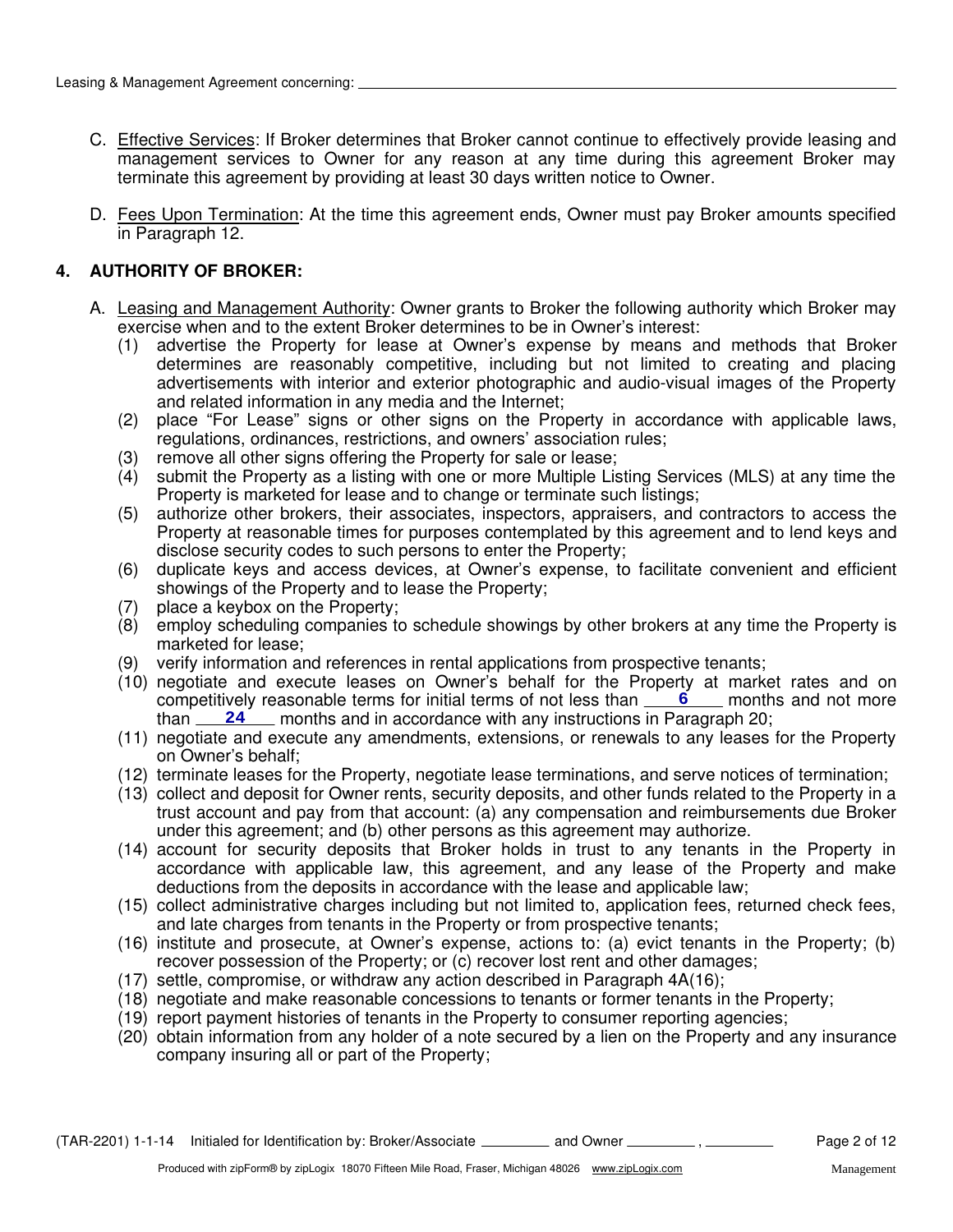C. Effective Services: If Broker determines that Broker cannot continue to effectively provide leasing and management services to Owner for any reason at any time during this agreement Broker may terminate this agreement by providing at least 30 days written notice to Owner.

D. Fees Upon Termination: At the time this agreement ends, Owner must pay Broker amounts specified in Paragraph 12.

## 4. AUTHORITY OF BROKER:

A. Leasing and Management Authority: Owner grants to Broker the following authority which Broker may exercise when and to the extent Broker determines to be in Owner's interest:

(1) advertise the Property for lease at Owner's expense by means and methods that Broker determines are reasonably competitive, including but not limited to creating and placing advertisements with interior and exterior photographic and audio-visual images of the Property and related information in any media and the Internet;

(2) place "For Lease" signs or other signs on the Property in accordance with applicable laws, regulations, ordinances, restrictions, and owners' association rules;

(3) remove all other signs offering the Property for sale or lease;

(4) submit the Property as a listing with one or more Multiple Listing Services (MLS) at any time the Property is marketed for lease and to change or terminate such listings;

(5) authorize other brokers, their associates, inspectors, appraisers, and contractors to access the Property at reasonable times for purposes contemplated by this agreement and to lend keys and disclose security codes to such persons to enter the Property;

(6) duplicate keys and access devices, at Owner's expense, to facilitate convenient and efficient showings of the Property and to lease the Property;

(7) place a keybox on the Property;

(8) employ scheduling companies to schedule showings by other brokers at any time the Property is marketed for lease;

(9) verify information and references in rental applications from prospective tenants;

(10) negotiate and execute leases on Owner's behalf for the Property at market rates and on competitively reasonable terms for initial terms of not less than **6** months and not more than **24** months and in accordance with any instructions in Paragraph 20;

(11) negotiate and execute any amendments, extensions, or renewals to any leases for the Property on Owner's behalf;

(12) terminate leases for the Property, negotiate lease terminations, and serve notices of termination;

(13) collect and deposit for Owner rents, security deposits, and other funds related to the Property in a trust account and pay from that account: (a) any compensation and reimbursements due Broker under this agreement; and (b) other persons as this agreement may authorize.

(14) account for security deposits that Broker holds in trust to any tenants in the Property in accordance with applicable law, this agreement, and any lease of the Property and make deductions from the deposits in accordance with the lease and applicable law;

(15) collect administrative charges including but not limited to, application fees, returned check fees, and late charges from tenants in the Property or from prospective tenants;

(16) institute and prosecute, at Owner's expense, actions to: (a) evict tenants in the Property; (b) recover possession of the Property; or (c) recover lost rent and other damages;

(17) settle, compromise, or withdraw any action described in Paragraph 4A(16);

(18) negotiate and make reasonable concessions to tenants or former tenants in the Property;

(19) report payment histories of tenants in the Property to consumer reporting agencies;

(20) obtain information from any holder of a note secured by a lien on the Property and any insurance company insuring all or part of the Property;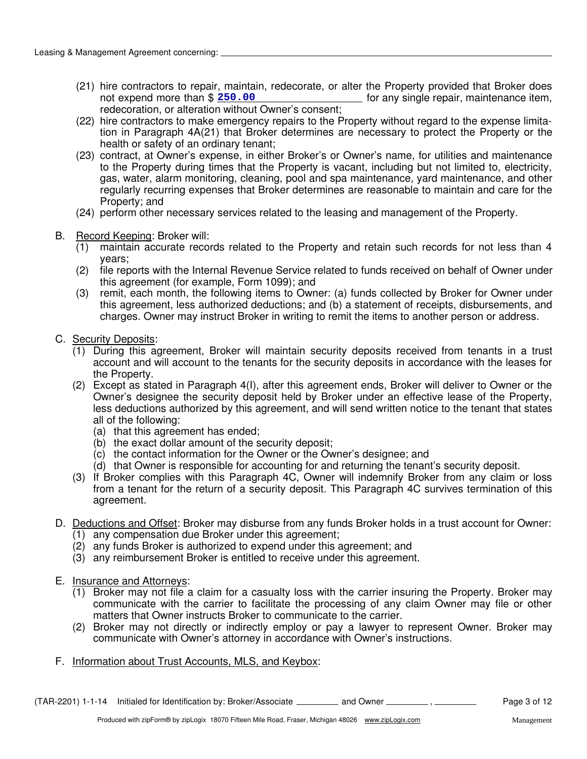(21) hire contractors to repair, maintain, redecorate, or alter the Property provided that Broker does not expend more than $ **250.00** for any single repair, maintenance item, redecoration, or alteration without Owner's consent;

(22) hire contractors to make emergency repairs to the Property without regard to the expense limitation in Paragraph 4A(21) that Broker determines are necessary to protect the Property or the health or safety of an ordinary tenant;

(23) contract, at Owner's expense, in either Broker's or Owner's name, for utilities and maintenance to the Property during times that the Property is vacant, including but not limited to, electricity, gas, water, alarm monitoring, cleaning, pool and spa maintenance, yard maintenance, and other regularly recurring expenses that Broker determines are reasonable to maintain and care for the Property; and

(24) perform other necessary services related to the leasing and management of the Property.

B. Record Keeping: Broker will:

(1) maintain accurate records related to the Property and retain such records for not less than 4 years;

(2) file reports with the Internal Revenue Service related to funds received on behalf of Owner under this agreement (for example, Form 1099); and

(3) remit, each month, the following items to Owner: (a) funds collected by Broker for Owner under this agreement, less authorized deductions; and (b) a statement of receipts, disbursements, and charges. Owner may instruct Broker in writing to remit the items to another person or address.

C. Security Deposits:

(1) During this agreement, Broker will maintain security deposits received from tenants in a trust account and will account to the tenants for the security deposits in accordance with the leases for the Property.

(2) Except as stated in Paragraph 4(I), after this agreement ends, Broker will deliver to Owner or the Owner's designee the security deposit held by Broker under an effective lease of the Property, less deductions authorized by this agreement, and will send written notice to the tenant that states all of the following:

(a) that this agreement has ended;

(b) the exact dollar amount of the security deposit;

(c) the contact information for the Owner or the Owner's designee; and

(d) that Owner is responsible for accounting for and returning the tenant's security deposit.

(3) If Broker complies with this Paragraph 4C, Owner will indemnify Broker from any claim or loss from a tenant for the return of a security deposit. This Paragraph 4C survives termination of this agreement.

D. Deductions and Offset: Broker may disburse from any funds Broker holds in a trust account for Owner:

(1) any compensation due Broker under this agreement;

(2) any funds Broker is authorized to expend under this agreement; and

(3) any reimbursement Broker is entitled to receive under this agreement.

E. Insurance and Attorneys:

(1) Broker may not file a claim for a casualty loss with the carrier insuring the Property. Broker may communicate with the carrier to facilitate the processing of any claim Owner may file or other matters that Owner instructs Broker to communicate to the carrier.

(2) Broker may not directly or indirectly employ or pay a lawyer to represent Owner. Broker may communicate with Owner's attorney in accordance with Owner's instructions.

F. Information about Trust Accounts, MLS, and Keybox: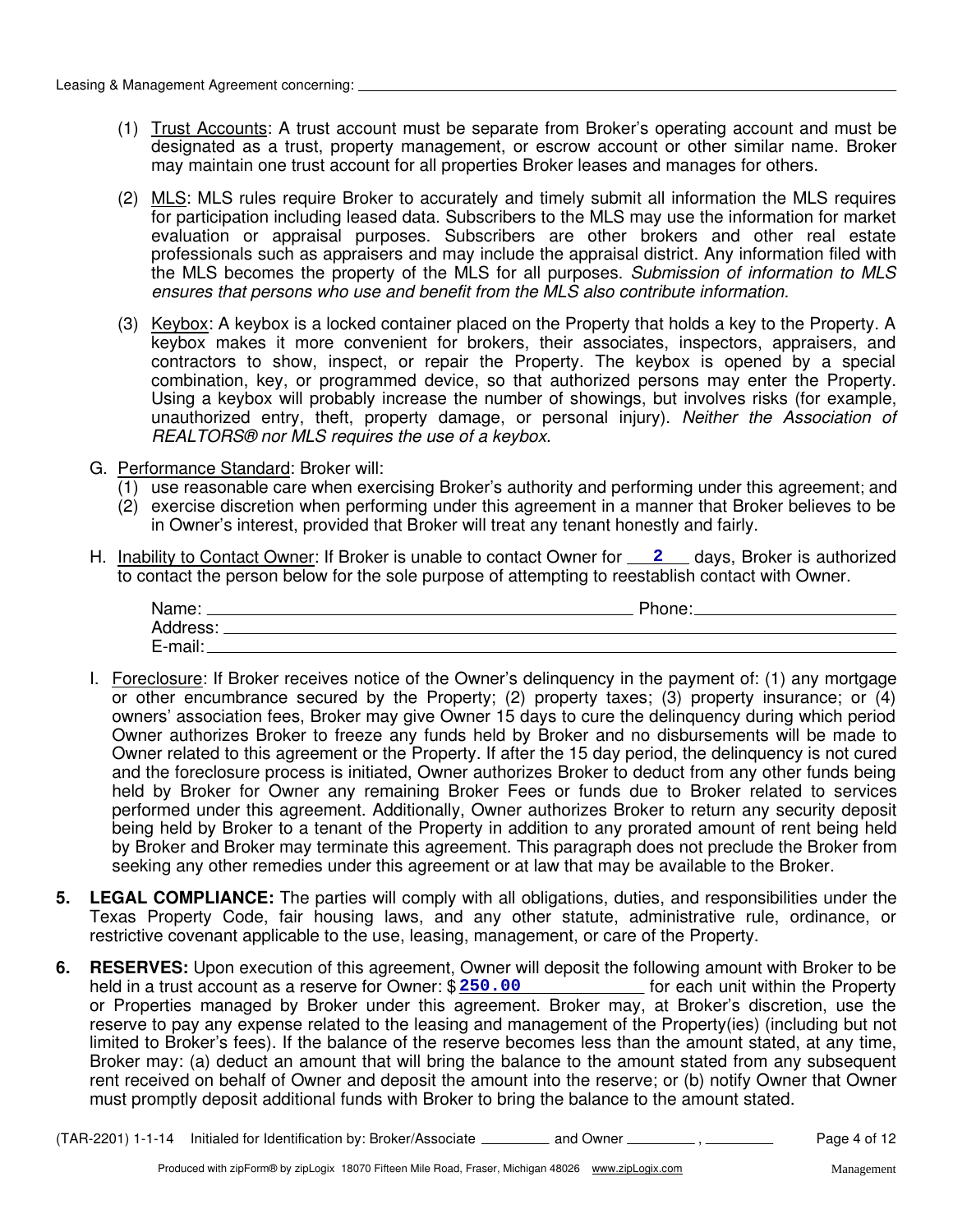(1) Trust Accounts: A trust account must be separate from Broker's operating account and must be designated as a trust, property management, or escrow account or other similar name. Broker may maintain one trust account for all properties Broker leases and manages for others.

(2) MLS: MLS rules require Broker to accurately and timely submit all information the MLS requires for participation including leased data. Subscribers to the MLS may use the information for market evaluation or appraisal purposes. Subscribers are other brokers and other real estate professionals such as appraisers and may include the appraisal district. Any information filed with the MLS becomes the property of the MLS for all purposes. *Submission of information to MLS ensures that persons who use and benefit from the MLS also contribute information.*

(3) Keybox: A keybox is a locked container placed on the Property that holds a key to the Property. A keybox makes it more convenient for brokers, their associates, inspectors, appraisers, and contractors to show, inspect, or repair the Property. The keybox is opened by a special combination, key, or programmed device, so that authorized persons may enter the Property. Using a keybox will probably increase the number of showings, but involves risks (for example, unauthorized entry, theft, property damage, or personal injury). *Neither the Association of REALTORS® nor MLS requires the use of a keybox.*

G. Performance Standard: Broker will:
(1) use reasonable care when exercising Broker's authority and performing under this agreement; and
(2) exercise discretion when performing under this agreement in a manner that Broker believes to be in Owner's interest, provided that Broker will treat any tenant honestly and fairly.

H. Inability to Contact Owner: If Broker is unable to contact Owner for **2** days, Broker is authorized to contact the person below for the sole purpose of attempting to reestablish contact with Owner.

Name: ______________________ Phone: ______________________
Address: ______________________
E-mail: ______________________

I. Foreclosure: If Broker receives notice of the Owner's delinquency in the payment of: (1) any mortgage or other encumbrance secured by the Property; (2) property taxes; (3) property insurance; or (4) owners' association fees, Broker may give Owner 15 days to cure the delinquency during which period Owner authorizes Broker to freeze any funds held by Broker and no disbursements will be made to Owner related to this agreement or the Property. If after the 15 day period, the delinquency is not cured and the foreclosure process is initiated, Owner authorizes Broker to deduct from any other funds being held by Broker for Owner any remaining Broker Fees or funds due to Broker related to services performed under this agreement. Additionally, Owner authorizes Broker to return any security deposit being held by Broker to a tenant of the Property in addition to any prorated amount of rent being held by Broker and Broker may terminate this agreement. This paragraph does not preclude the Broker from seeking any other remedies under this agreement or at law that may be available to the Broker.

**5. LEGAL COMPLIANCE:** The parties will comply with all obligations, duties, and responsibilities under the Texas Property Code, fair housing laws, and any other statute, administrative rule, ordinance, or restrictive covenant applicable to the use, leasing, management, or care of the Property.

**6. RESERVES:** Upon execution of this agreement, Owner will deposit the following amount with Broker to be held in a trust account as a reserve for Owner: $ **250.00** for each unit within the Property or Properties managed by Broker under this agreement. Broker may, at Broker's discretion, use the reserve to pay any expense related to the leasing and management of the Property(ies) (including but not limited to Broker's fees). If the balance of the reserve becomes less than the amount stated, at any time, Broker may: (a) deduct an amount that will bring the balance to the amount stated from any subsequent rent received on behalf of Owner and deposit the amount into the reserve; or (b) notify Owner that Owner must promptly deposit additional funds with Broker to bring the balance to the amount stated.

(TAR-2201) 1-1-14 Initialed for Identification by: Broker/Associate ________ and Owner ________ , ________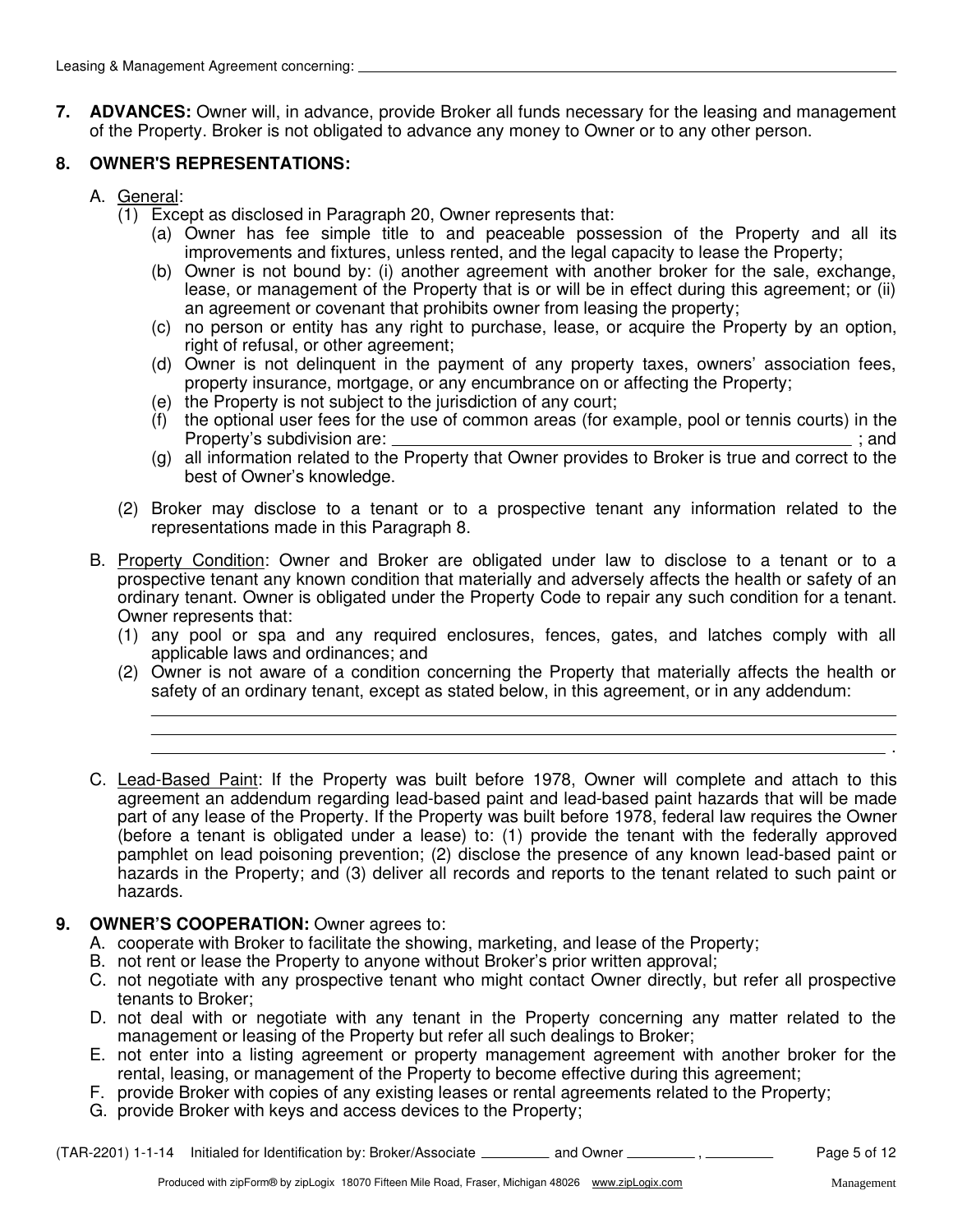Leasing & Management Agreement concerning: ______________________________

**7. ADVANCES:** Owner will, in advance, provide Broker all funds necessary for the leasing and management of the Property. Broker is not obligated to advance any money to Owner or to any other person.

**8. OWNER'S REPRESENTATIONS:**

A. General:

(1) Except as disclosed in Paragraph 20, Owner represents that:

(a) Owner has fee simple title to and peaceable possession of the Property and all its improvements and fixtures, unless rented, and the legal capacity to lease the Property;

(b) Owner is not bound by: (i) another agreement with another broker for the sale, exchange, lease, or management of the Property that is or will be in effect during this agreement; or (ii) an agreement or covenant that prohibits owner from leasing the property;

(c) no person or entity has any right to purchase, lease, or acquire the Property by an option, right of refusal, or other agreement;

(d) Owner is not delinquent in the payment of any property taxes, owners' association fees, property insurance, mortgage, or any encumbrance on or affecting the Property;

(e) the Property is not subject to the jurisdiction of any court;

(f) the optional user fees for the use of common areas (for example, pool or tennis courts) in the Property's subdivision are: ______________________________ ; and

(g) all information related to the Property that Owner provides to Broker is true and correct to the best of Owner's knowledge.

(2) Broker may disclose to a tenant or to a prospective tenant any information related to the representations made in this Paragraph 8.

B. Property Condition: Owner and Broker are obligated under law to disclose to a tenant or to a prospective tenant any known condition that materially and adversely affects the health or safety of an ordinary tenant. Owner is obligated under the Property Code to repair any such condition for a tenant. Owner represents that:

(1) any pool or spa and any required enclosures, fences, gates, and latches comply with all applicable laws and ordinances; and

(2) Owner is not aware of a condition concerning the Property that materially affects the health or safety of an ordinary tenant, except as stated below, in this agreement, or in any addendum:
______________________________
______________________________
______________________________ .

C. Lead-Based Paint: If the Property was built before 1978, Owner will complete and attach to this agreement an addendum regarding lead-based paint and lead-based paint hazards that will be made part of any lease of the Property. If the Property was built before 1978, federal law requires the Owner (before a tenant is obligated under a lease) to: (1) provide the tenant with the federally approved pamphlet on lead poisoning prevention; (2) disclose the presence of any known lead-based paint or hazards in the Property; and (3) deliver all records and reports to the tenant related to such paint or hazards.

**9. OWNER'S COOPERATION:** Owner agrees to:

A. cooperate with Broker to facilitate the showing, marketing, and lease of the Property;

B. not rent or lease the Property to anyone without Broker's prior written approval;

C. not negotiate with any prospective tenant who might contact Owner directly, but refer all prospective tenants to Broker;

D. not deal with or negotiate with any tenant in the Property concerning any matter related to the management or leasing of the Property but refer all such dealings to Broker;

E. not enter into a listing agreement or property management agreement with another broker for the rental, leasing, or management of the Property to become effective during this agreement;

F. provide Broker with copies of any existing leases or rental agreements related to the Property;

G. provide Broker with keys and access devices to the Property;

(TAR-2201) 1-1-14 Initialed for Identification by: Broker/Associate ________ and Owner ________ , ________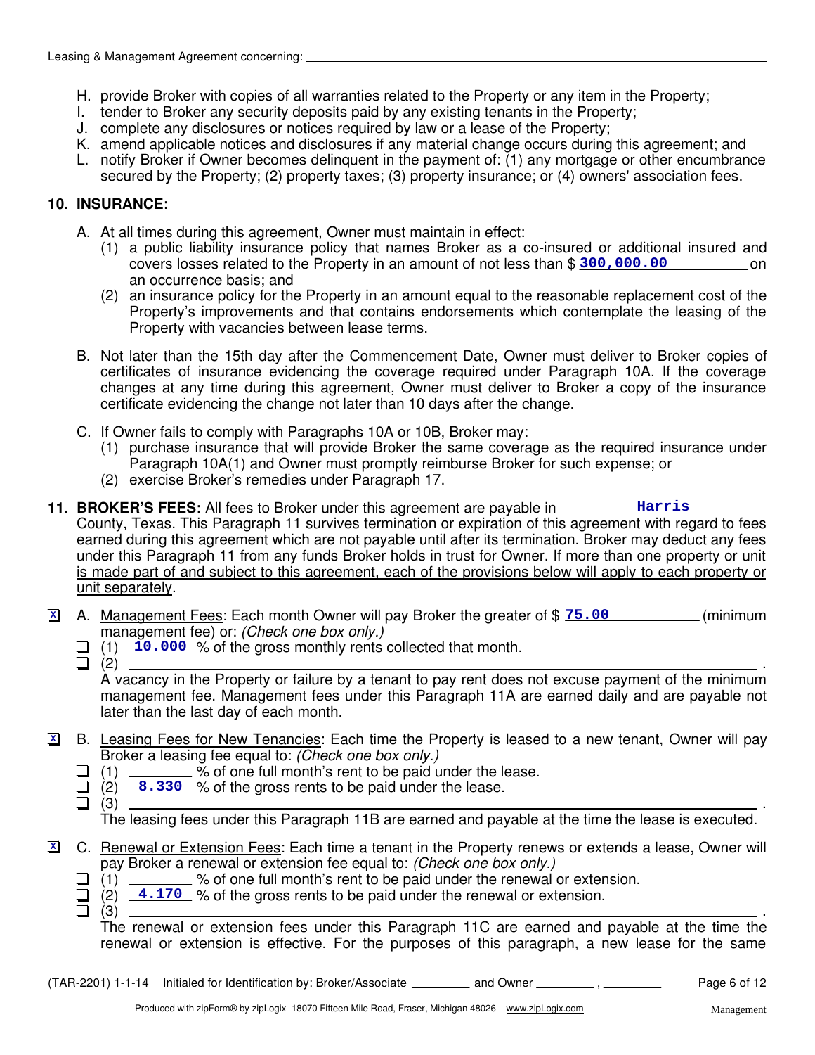H. provide Broker with copies of all warranties related to the Property or any item in the Property;
I. tender to Broker any security deposits paid by any existing tenants in the Property;
J. complete any disclosures or notices required by law or a lease of the Property;
K. amend applicable notices and disclosures if any material change occurs during this agreement; and
L. notify Broker if Owner becomes delinquent in the payment of: (1) any mortgage or other encumbrance secured by the Property; (2) property taxes; (3) property insurance; or (4) owners' association fees.

## 10. INSURANCE:

A. At all times during this agreement, Owner must maintain in effect:
   (1) a public liability insurance policy that names Broker as a co-insured or additional insured and covers losses related to the Property in an amount of not less than $ **300,000.00** on an occurrence basis; and
   (2) an insurance policy for the Property in an amount equal to the reasonable replacement cost of the Property's improvements and that contains endorsements which contemplate the leasing of the Property with vacancies between lease terms.

B. Not later than the 15th day after the Commencement Date, Owner must deliver to Broker copies of certificates of insurance evidencing the coverage required under Paragraph 10A. If the coverage changes at any time during this agreement, Owner must deliver to Broker a copy of the insurance certificate evidencing the change not later than 10 days after the change.

C. If Owner fails to comply with Paragraphs 10A or 10B, Broker may:
   (1) purchase insurance that will provide Broker the same coverage as the required insurance under Paragraph 10A(1) and Owner must promptly reimburse Broker for such expense; or
   (2) exercise Broker's remedies under Paragraph 17.

**11. BROKER'S FEES:** All fees to Broker under this agreement are payable in **Harris** County, Texas. This Paragraph 11 survives termination or expiration of this agreement with regard to fees earned during this agreement which are not payable until after its termination. Broker may deduct any fees under this Paragraph 11 from any funds Broker holds in trust for Owner. If more than one property or unit is made part of and subject to this agreement, each of the provisions below will apply to each property or unit separately.

[X] A. Management Fees: Each month Owner will pay Broker the greater of $ **75.00** (minimum management fee) or: *(Check one box only.)*
   [ ] (1) **10.000** % of the gross monthly rents collected that month.
   [ ] (2) ______________________________ .
   A vacancy in the Property or failure by a tenant to pay rent does not excuse payment of the minimum management fee. Management fees under this Paragraph 11A are earned daily and are payable not later than the last day of each month.

[X] B. Leasing Fees for New Tenancies: Each time the Property is leased to a new tenant, Owner will pay Broker a leasing fee equal to: *(Check one box only.)*
   [ ] (1) ________ % of one full month's rent to be paid under the lease.
   [ ] (2) **8.330** % of the gross rents to be paid under the lease.
   [ ] (3) ______________________________ .
   The leasing fees under this Paragraph 11B are earned and payable at the time the lease is executed.

[X] C. Renewal or Extension Fees: Each time a tenant in the Property renews or extends a lease, Owner will pay Broker a renewal or extension fee equal to: *(Check one box only.)*
   [ ] (1) ________ % of one full month's rent to be paid under the renewal or extension.
   [ ] (2) **4.170** % of the gross rents to be paid under the renewal or extension.
   [ ] (3) ______________________________ .
   The renewal or extension fees under this Paragraph 11C are earned and payable at the time the renewal or extension is effective. For the purposes of this paragraph, a new lease for the same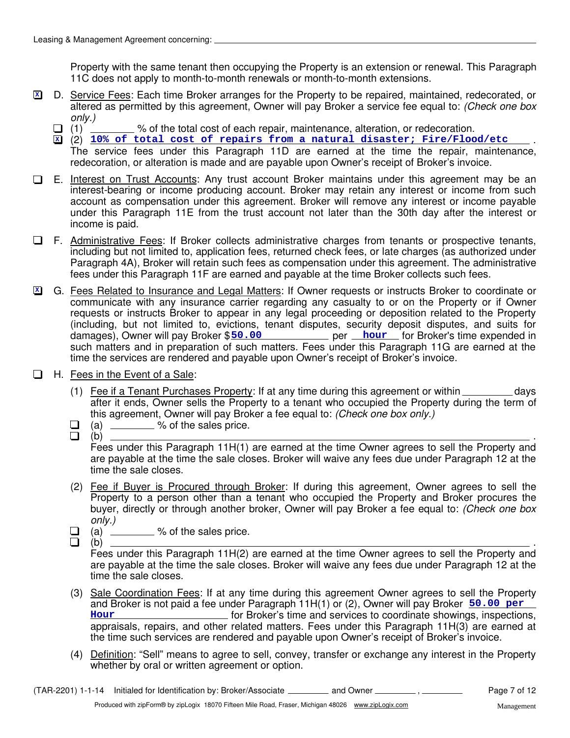Property with the same tenant then occupying the Property is an extension or renewal. This Paragraph 11C does not apply to month-to-month renewals or month-to-month extensions.

- [x] D. Service Fees: Each time Broker arranges for the Property to be repaired, maintained, redecorated, or altered as permitted by this agreement, Owner will pay Broker a service fee equal to: *(Check one box only.)*
  - [ ] (1) ________ % of the total cost of each repair, maintenance, alteration, or redecoration.
  - [x] (2) **10% of total cost of repairs from a natural disaster; Fire/Flood/etc** .

  The service fees under this Paragraph 11D are earned at the time the repair, maintenance, redecoration, or alteration is made and are payable upon Owner's receipt of Broker's invoice.

- [ ] E. Interest on Trust Accounts: Any trust account Broker maintains under this agreement may be an interest-bearing or income producing account. Broker may retain any interest or income from such account as compensation under this agreement. Broker will remove any interest or income payable under this Paragraph 11E from the trust account not later than the 30th day after the interest or income is paid.

- [ ] F. Administrative Fees: If Broker collects administrative charges from tenants or prospective tenants, including but not limited to, application fees, returned check fees, or late charges (as authorized under Paragraph 4A), Broker will retain such fees as compensation under this agreement. The administrative fees under this Paragraph 11F are earned and payable at the time Broker collects such fees.

- [x] G. Fees Related to Insurance and Legal Matters: If Owner requests or instructs Broker to coordinate or communicate with any insurance carrier regarding any casualty to or on the Property or if Owner requests or instructs Broker to appear in any legal proceeding or deposition related to the Property (including, but not limited to, evictions, tenant disputes, security deposit disputes, and suits for damages), Owner will pay Broker $**50.00** per **hour** for Broker's time expended in such matters and in preparation of such matters. Fees under this Paragraph 11G are earned at the time the services are rendered and payable upon Owner's receipt of Broker's invoice.

- [ ] H. Fees in the Event of a Sale:
  (1) Fee if a Tenant Purchases Property: If at any time during this agreement or within ________ days after it ends, Owner sells the Property to a tenant who occupied the Property during the term of this agreement, Owner will pay Broker a fee equal to: *(Check one box only.)*
  - [ ] (a) ________ % of the sales price.
  - [ ] (b) ________________________________________ .

  Fees under this Paragraph 11H(1) are earned at the time Owner agrees to sell the Property and are payable at the time the sale closes. Broker will waive any fees due under Paragraph 12 at the time the sale closes.

  (2) Fee if Buyer is Procured through Broker: If during this agreement, Owner agrees to sell the Property to a person other than a tenant who occupied the Property and Broker procures the buyer, directly or through another broker, Owner will pay Broker a fee equal to: *(Check one box only.)*
  - [ ] (a) ________ % of the sales price.
  - [ ] (b) ________________________________________ .

  Fees under this Paragraph 11H(2) are earned at the time Owner agrees to sell the Property and are payable at the time the sale closes. Broker will waive any fees due under Paragraph 12 at the time the sale closes.

  (3) Sale Coordination Fees: If at any time during this agreement Owner agrees to sell the Property and Broker is not paid a fee under Paragraph 11H(1) or (2), Owner will pay Broker **50.00 per Hour** for Broker's time and services to coordinate showings, inspections, appraisals, repairs, and other related matters. Fees under this Paragraph 11H(3) are earned at the time such services are rendered and payable upon Owner's receipt of Broker's invoice.

  (4) Definition: "Sell" means to agree to sell, convey, transfer or exchange any interest in the Property whether by oral or written agreement or option.

(TAR-2201) 1-1-14 Initialed for Identification by: Broker/Associate ________ and Owner ________ , ________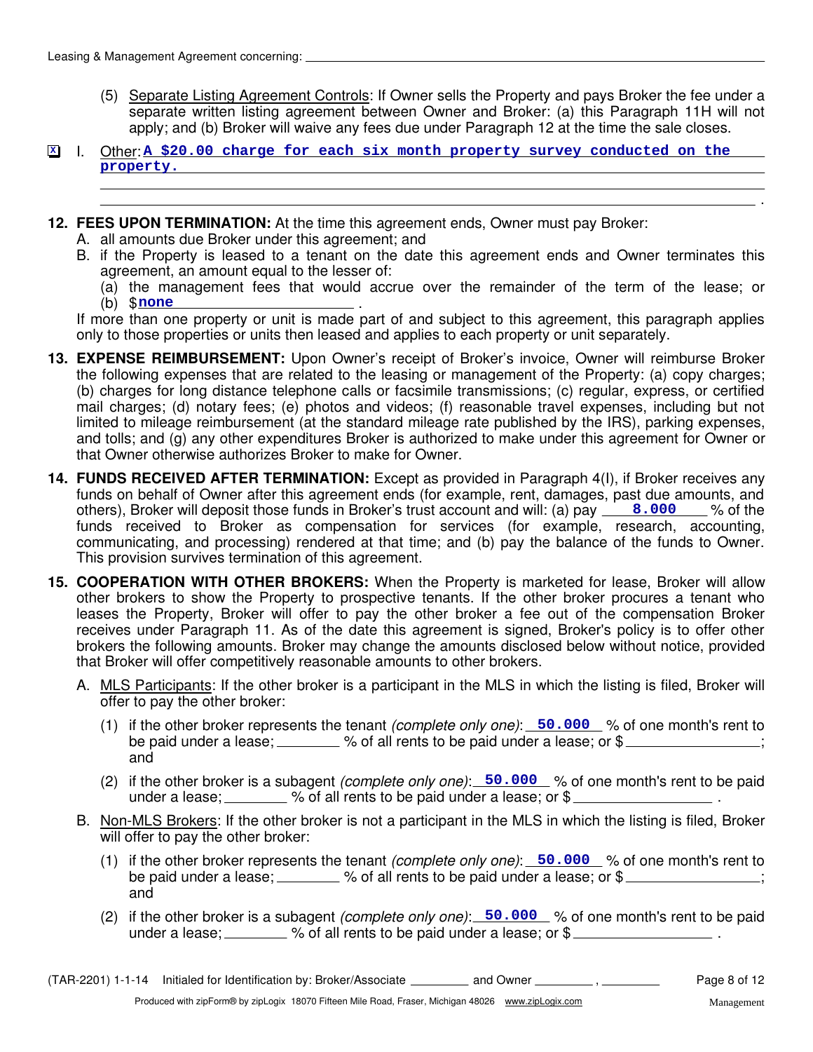(5) Separate Listing Agreement Controls: If Owner sells the Property and pays Broker the fee under a separate written listing agreement between Owner and Broker: (a) this Paragraph 11H will not apply; and (b) Broker will waive any fees due under Paragraph 12 at the time the sale closes.

[X] I. Other: **A $20.00 charge for each six month property survey conducted on the property.**

**12. FEES UPON TERMINATION:** At the time this agreement ends, Owner must pay Broker:

A. all amounts due Broker under this agreement; and

B. if the Property is leased to a tenant on the date this agreement ends and Owner terminates this agreement, an amount equal to the lesser of:

(a) the management fees that would accrue over the remainder of the term of the lease; or

(b) $ **none** .

If more than one property or unit is made part of and subject to this agreement, this paragraph applies only to those properties or units then leased and applies to each property or unit separately.

**13. EXPENSE REIMBURSEMENT:** Upon Owner's receipt of Broker's invoice, Owner will reimburse Broker the following expenses that are related to the leasing or management of the Property: (a) copy charges; (b) charges for long distance telephone calls or facsimile transmissions; (c) regular, express, or certified mail charges; (d) notary fees; (e) photos and videos; (f) reasonable travel expenses, including but not limited to mileage reimbursement (at the standard mileage rate published by the IRS), parking expenses, and tolls; and (g) any other expenditures Broker is authorized to make under this agreement for Owner or that Owner otherwise authorizes Broker to make for Owner.

**14. FUNDS RECEIVED AFTER TERMINATION:** Except as provided in Paragraph 4(I), if Broker receives any funds on behalf of Owner after this agreement ends (for example, rent, damages, past due amounts, and others), Broker will deposit those funds in Broker's trust account and will: (a) pay **8.000** % of the funds received to Broker as compensation for services (for example, research, accounting, communicating, and processing) rendered at that time; and (b) pay the balance of the funds to Owner. This provision survives termination of this agreement.

**15. COOPERATION WITH OTHER BROKERS:** When the Property is marketed for lease, Broker will allow other brokers to show the Property to prospective tenants. If the other broker procures a tenant who leases the Property, Broker will offer to pay the other broker a fee out of the compensation Broker receives under Paragraph 11. As of the date this agreement is signed, Broker's policy is to offer other brokers the following amounts. Broker may change the amounts disclosed below without notice, provided that Broker will offer competitively reasonable amounts to other brokers.

A. MLS Participants: If the other broker is a participant in the MLS in which the listing is filed, Broker will offer to pay the other broker:

(1) if the other broker represents the tenant *(complete only one)*: **50.000** % of one month's rent to be paid under a lease; ________ % of all rents to be paid under a lease; or $ ________; and

(2) if the other broker is a subagent *(complete only one)*: **50.000** % of one month's rent to be paid under a lease; ________ % of all rents to be paid under a lease; or $ ________ .

B. Non-MLS Brokers: If the other broker is not a participant in the MLS in which the listing is filed, Broker will offer to pay the other broker:

(1) if the other broker represents the tenant *(complete only one)*: **50.000** % of one month's rent to be paid under a lease; ________ % of all rents to be paid under a lease; or $ ________; and

(2) if the other broker is a subagent *(complete only one)*: **50.000** % of one month's rent to be paid under a lease; ________ % of all rents to be paid under a lease; or $ ________ .

(TAR-2201) 1-1-14 Initialed for Identification by: Broker/Associate ________ and Owner ________ , ________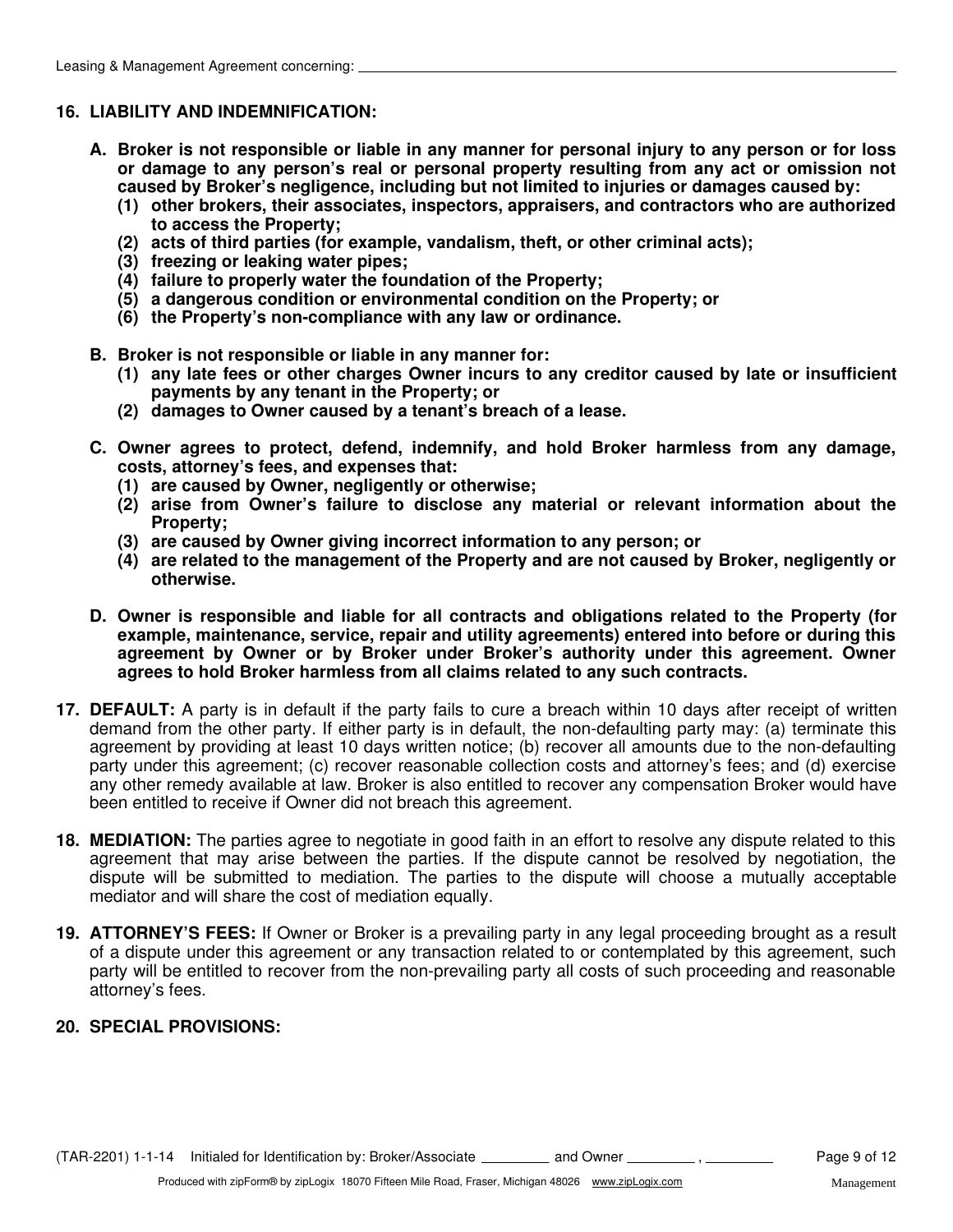## 16. LIABILITY AND INDEMNIFICATION:

**A. Broker is not responsible or liable in any manner for personal injury to any person or for loss or damage to any person's real or personal property resulting from any act or omission not caused by Broker's negligence, including but not limited to injuries or damages caused by:**

**(1) other brokers, their associates, inspectors, appraisers, and contractors who are authorized to access the Property;**

**(2) acts of third parties (for example, vandalism, theft, or other criminal acts);**

**(3) freezing or leaking water pipes;**

**(4) failure to properly water the foundation of the Property;**

**(5) a dangerous condition or environmental condition on the Property; or**

**(6) the Property's non-compliance with any law or ordinance.**

**B. Broker is not responsible or liable in any manner for:**

**(1) any late fees or other charges Owner incurs to any creditor caused by late or insufficient payments by any tenant in the Property; or**

**(2) damages to Owner caused by a tenant's breach of a lease.**

**C. Owner agrees to protect, defend, indemnify, and hold Broker harmless from any damage, costs, attorney's fees, and expenses that:**

**(1) are caused by Owner, negligently or otherwise;**

**(2) arise from Owner's failure to disclose any material or relevant information about the Property;**

**(3) are caused by Owner giving incorrect information to any person; or**

**(4) are related to the management of the Property and are not caused by Broker, negligently or otherwise.**

**D. Owner is responsible and liable for all contracts and obligations related to the Property (for example, maintenance, service, repair and utility agreements) entered into before or during this agreement by Owner or by Broker under Broker's authority under this agreement. Owner agrees to hold Broker harmless from all claims related to any such contracts.**

**17. DEFAULT:** A party is in default if the party fails to cure a breach within 10 days after receipt of written demand from the other party. If either party is in default, the non-defaulting party may: (a) terminate this agreement by providing at least 10 days written notice; (b) recover all amounts due to the non-defaulting party under this agreement; (c) recover reasonable collection costs and attorney's fees; and (d) exercise any other remedy available at law. Broker is also entitled to recover any compensation Broker would have been entitled to receive if Owner did not breach this agreement.

**18. MEDIATION:** The parties agree to negotiate in good faith in an effort to resolve any dispute related to this agreement that may arise between the parties. If the dispute cannot be resolved by negotiation, the dispute will be submitted to mediation. The parties to the dispute will choose a mutually acceptable mediator and will share the cost of mediation equally.

**19. ATTORNEY'S FEES:** If Owner or Broker is a prevailing party in any legal proceeding brought as a result of a dispute under this agreement or any transaction related to or contemplated by this agreement, such party will be entitled to recover from the non-prevailing party all costs of such proceeding and reasonable attorney's fees.

**20. SPECIAL PROVISIONS:**

(TAR-2201) 1-1-14 Initialed for Identification by: Broker/Associate ________ and Owner ________ , ________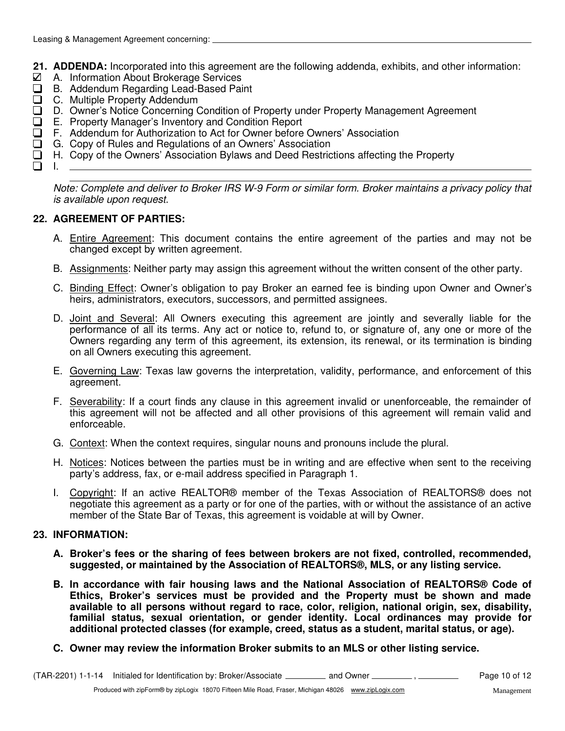**21. ADDENDA:** Incorporated into this agreement are the following addenda, exhibits, and other information:

- ☑ A. Information About Brokerage Services
- ☐ B. Addendum Regarding Lead-Based Paint
- ☐ C. Multiple Property Addendum
- ☐ D. Owner's Notice Concerning Condition of Property under Property Management Agreement
- ☐ E. Property Manager's Inventory and Condition Report
- ☐ F. Addendum for Authorization to Act for Owner before Owners' Association
- ☐ G. Copy of Rules and Regulations of an Owners' Association
- ☐ H. Copy of the Owners' Association Bylaws and Deed Restrictions affecting the Property
- ☐ I. ______________________________

*Note: Complete and deliver to Broker IRS W-9 Form or similar form. Broker maintains a privacy policy that is available upon request.*

**22. AGREEMENT OF PARTIES:**

A. Entire Agreement: This document contains the entire agreement of the parties and may not be changed except by written agreement.

B. Assignments: Neither party may assign this agreement without the written consent of the other party.

C. Binding Effect: Owner's obligation to pay Broker an earned fee is binding upon Owner and Owner's heirs, administrators, executors, successors, and permitted assignees.

D. Joint and Several: All Owners executing this agreement are jointly and severally liable for the performance of all its terms. Any act or notice to, refund to, or signature of, any one or more of the Owners regarding any term of this agreement, its extension, its renewal, or its termination is binding on all Owners executing this agreement.

E. Governing Law: Texas law governs the interpretation, validity, performance, and enforcement of this agreement.

F. Severability: If a court finds any clause in this agreement invalid or unenforceable, the remainder of this agreement will not be affected and all other provisions of this agreement will remain valid and enforceable.

G. Context: When the context requires, singular nouns and pronouns include the plural.

H. Notices: Notices between the parties must be in writing and are effective when sent to the receiving party's address, fax, or e-mail address specified in Paragraph 1.

I. Copyright: If an active REALTOR® member of the Texas Association of REALTORS® does not negotiate this agreement as a party or for one of the parties, with or without the assistance of an active member of the State Bar of Texas, this agreement is voidable at will by Owner.

**23. INFORMATION:**

**A. Broker's fees or the sharing of fees between brokers are not fixed, controlled, recommended, suggested, or maintained by the Association of REALTORS®, MLS, or any listing service.**

**B. In accordance with fair housing laws and the National Association of REALTORS® Code of Ethics, Broker's services must be provided and the Property must be shown and made available to all persons without regard to race, color, religion, national origin, sex, disability, familial status, sexual orientation, or gender identity. Local ordinances may provide for additional protected classes (for example, creed, status as a student, marital status, or age).**

**C. Owner may review the information Broker submits to an MLS or other listing service.**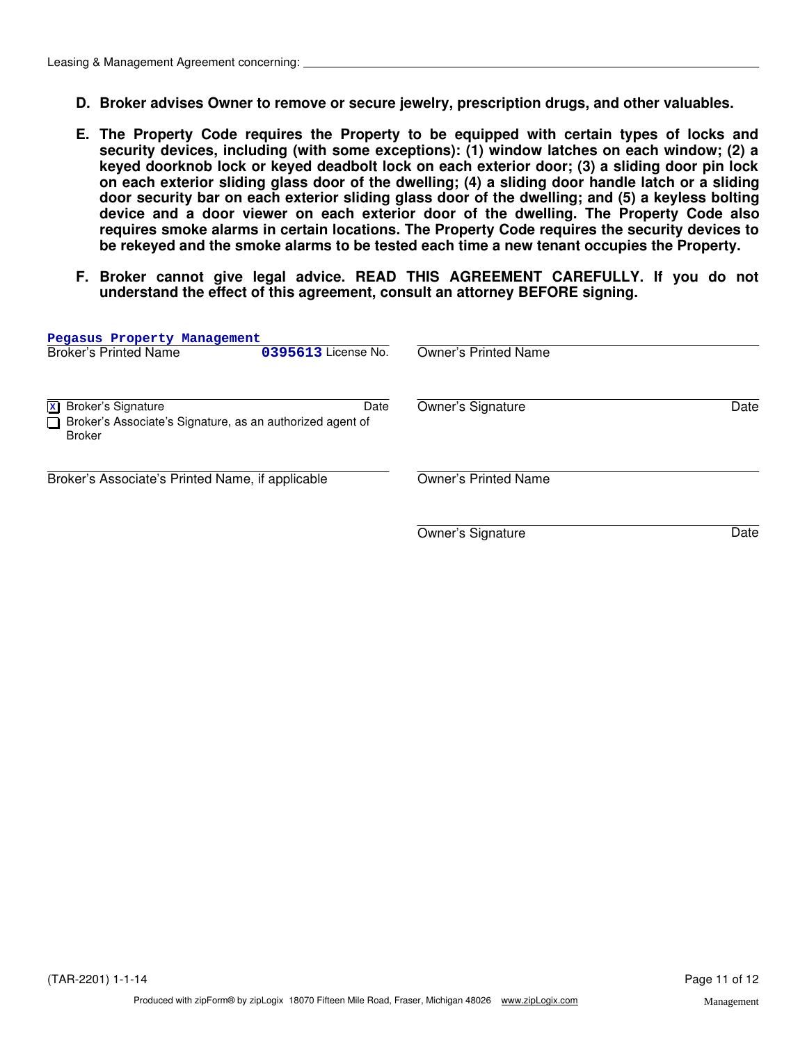Leasing & Management Agreement concerning: ______________________________

**D. Broker advises Owner to remove or secure jewelry, prescription drugs, and other valuables.**

**E. The Property Code requires the Property to be equipped with certain types of locks and security devices, including (with some exceptions): (1) window latches on each window; (2) a keyed doorknob lock or keyed deadbolt lock on each exterior door; (3) a sliding door pin lock on each exterior sliding glass door of the dwelling; (4) a sliding door handle latch or a sliding door security bar on each exterior sliding glass door of the dwelling; and (5) a keyless bolting device and a door viewer on each exterior door of the dwelling. The Property Code also requires smoke alarms in certain locations. The Property Code requires the security devices to be rekeyed and the smoke alarms to be tested each time a new tenant occupies the Property.**

**F. Broker cannot give legal advice. READ THIS AGREEMENT CAREFULLY. If you do not understand the effect of this agreement, consult an attorney BEFORE signing.**

Pegasus Property Management
Broker's Printed Name 0395613 License No.

Owner's Printed Name

[x] Broker's Signature Date
[ ] Broker's Associate's Signature, as an authorized agent of Broker

Owner's Signature Date

Broker's Associate's Printed Name, if applicable

Owner's Printed Name

Owner's Signature Date

(TAR-2201) 1-1-14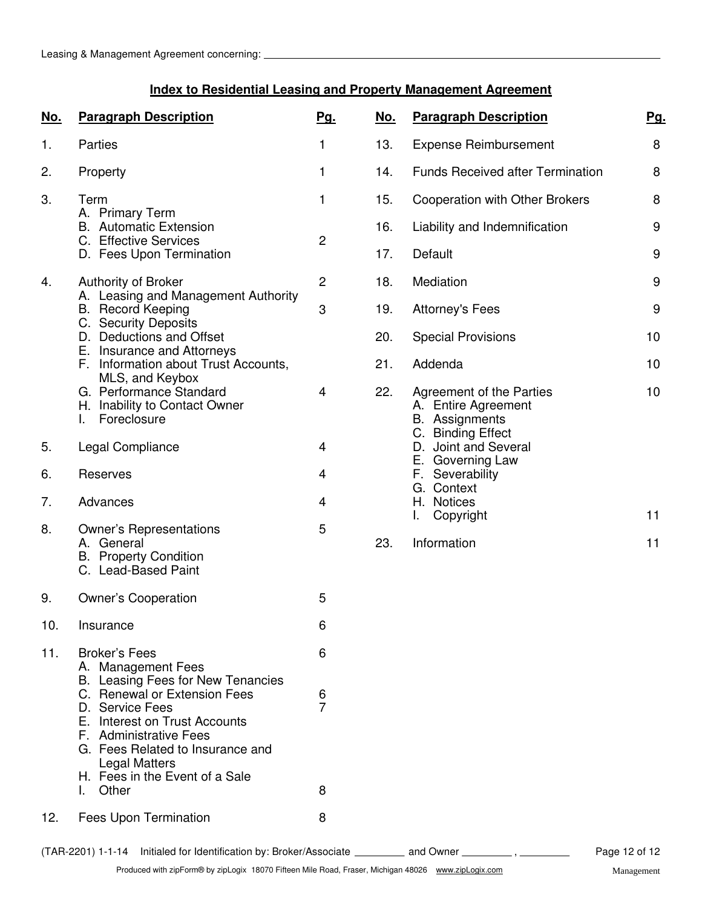Leasing & Management Agreement concerning: ______________________________________________

**Index to Residential Leasing and Property Management Agreement**

| No. | Paragraph Description | Pg. |
|---|---|---|
| 1. | Parties | 1 |
| 2. | Property | 1 |
| 3. | Term | 1 |
| | A. Primary Term | |
| | B. Automatic Extension | |
| | C. Effective Services | 2 |
| | D. Fees Upon Termination | |
| 4. | Authority of Broker | 2 |
| | A. Leasing and Management Authority | |
| | B. Record Keeping | 3 |
| | C. Security Deposits | |
| | D. Deductions and Offset | |
| | E. Insurance and Attorneys | |
| | F. Information about Trust Accounts, MLS, and Keybox | |
| | G. Performance Standard | 4 |
| | H. Inability to Contact Owner | |
| | I. Foreclosure | |
| 5. | Legal Compliance | 4 |
| 6. | Reserves | 4 |
| 7. | Advances | 4 |
| 8. | Owner's Representations | 5 |
| | A. General | |
| | B. Property Condition | |
| | C. Lead-Based Paint | |
| 9. | Owner's Cooperation | 5 |
| 10. | Insurance | 6 |
| 11. | Broker's Fees | 6 |
| | A. Management Fees | |
| | B. Leasing Fees for New Tenancies | |
| | C. Renewal or Extension Fees | 6 |
| | D. Service Fees | 7 |
| | E. Interest on Trust Accounts | |
| | F. Administrative Fees | |
| | G. Fees Related to Insurance and Legal Matters | |
| | H. Fees in the Event of a Sale | |
| | I. Other | 8 |
| 12. | Fees Upon Termination | 8 |
| 13. | Expense Reimbursement | 8 |
| 14. | Funds Received after Termination | 8 |
| 15. | Cooperation with Other Brokers | 8 |
| 16. | Liability and Indemnification | 9 |
| 17. | Default | 9 |
| 18. | Mediation | 9 |
| 19. | Attorney's Fees | 9 |
| 20. | Special Provisions | 10 |
| 21. | Addenda | 10 |
| 22. | Agreement of the Parties | 10 |
| | A. Entire Agreement | |
| | B. Assignments | |
| | C. Binding Effect | |
| | D. Joint and Several | |
| | E. Governing Law | |
| | F. Severability | |
| | G. Context | |
| | H. Notices | |
| | I. Copyright | 11 |
| 23. | Information | 11 |

(TAR-2201) 1-1-14 Initialed for Identification by: Broker/Associate _________ and Owner _________ , _________